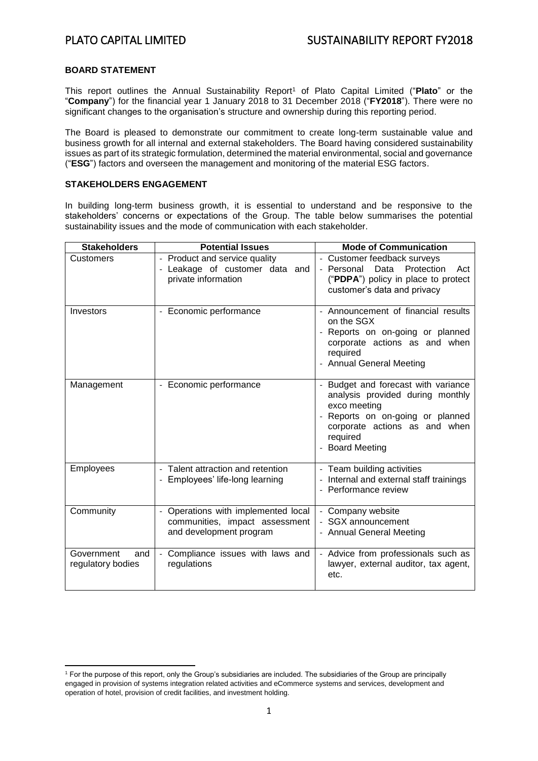## BOARD STATEMENT

This report outlines the Annual Sustainability Report[1] of Plato Capital Limited ("**Plato**" or the "**Company**") for the financial year 1 January 2018 to 31 December 2018 ("**FY2018**"). There were no significant changes to the organisation's structure and ownership during this reporting period.

The Board is pleased to demonstrate our commitment to create long-term sustainable value and business growth for all internal and external stakeholders. The Board having considered sustainability issues as part of its strategic formulation, determined the material environmental, social and governance ("**ESG**") factors and overseen the management and monitoring of the material ESG factors.

## STAKEHOLDERS ENGAGEMENT

In building long-term business growth, it is essential to understand and be responsive to the stakeholders' concerns or expectations of the Group. The table below summarises the potential sustainability issues and the mode of communication with each stakeholder.

| Stakeholders | Potential Issues | Mode of Communication |
|---|---|---|
| Customers | - Product and service quality<br>- Leakage of customer data and private information | - Customer feedback surveys<br>- Personal Data Protection Act ("**PDPA**") policy in place to protect customer's data and privacy |
| Investors | - Economic performance | - Announcement of financial results on the SGX<br>- Reports on on-going or planned corporate actions as and when required<br>- Annual General Meeting |
| Management | - Economic performance | - Budget and forecast with variance analysis provided during monthly exco meeting<br>- Reports on on-going or planned corporate actions as and when required<br>- Board Meeting |
| Employees | - Talent attraction and retention<br>- Employees' life-long learning | - Team building activities<br>- Internal and external staff trainings<br>- Performance review |
| Community | - Operations with implemented local communities, impact assessment and development program | - Company website<br>- SGX announcement<br>- Annual General Meeting |
| Government and regulatory bodies | - Compliance issues with laws and regulations | - Advice from professionals such as lawyer, external auditor, tax agent, etc. |

[1] For the purpose of this report, only the Group's subsidiaries are included. The subsidiaries of the Group are principally engaged in provision of systems integration related activities and eCommerce systems and services, development and operation of hotel, provision of credit facilities, and investment holding.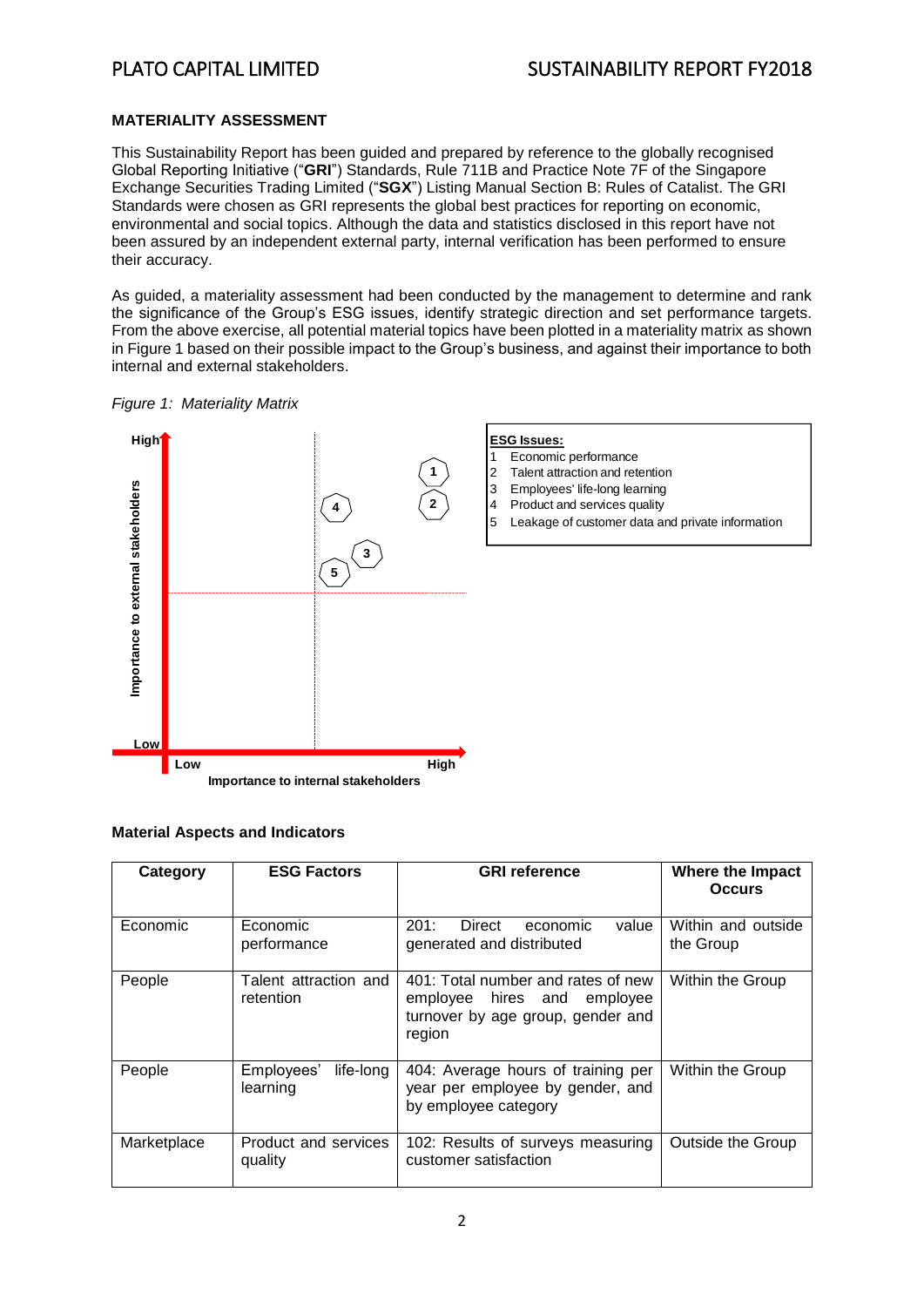## MATERIALITY ASSESSMENT

This Sustainability Report has been guided and prepared by reference to the globally recognised Global Reporting Initiative ("**GRI**") Standards, Rule 711B and Practice Note 7F of the Singapore Exchange Securities Trading Limited ("**SGX**") Listing Manual Section B: Rules of Catalist. The GRI Standards were chosen as GRI represents the global best practices for reporting on economic, environmental and social topics. Although the data and statistics disclosed in this report have not been assured by an independent external party, internal verification has been performed to ensure their accuracy.

As guided, a materiality assessment had been conducted by the management to determine and rank the significance of the Group's ESG issues, identify strategic direction and set performance targets. From the above exercise, all potential material topics have been plotted in a materiality matrix as shown in Figure 1 based on their possible impact to the Group's business, and against their importance to both internal and external stakeholders.

*Figure 1: Materiality Matrix*

**ESG Issues:**

1. Economic performance
2. Talent attraction and retention
3. Employees' life-long learning
4. Product and services quality
5. Leakage of customer data and private information

### Material Aspects and Indicators

| Category | ESG Factors | GRI reference | Where the Impact Occurs |
|---|---|---|---|
| Economic | Economic performance | 201: Direct economic value generated and distributed | Within and outside the Group |
| People | Talent attraction and retention | 401: Total number and rates of new employee hires and employee turnover by age group, gender and region | Within the Group |
| People | Employees' life-long learning | 404: Average hours of training per year per employee by gender, and by employee category | Within the Group |
| Marketplace | Product and services quality | 102: Results of surveys measuring customer satisfaction | Outside the Group |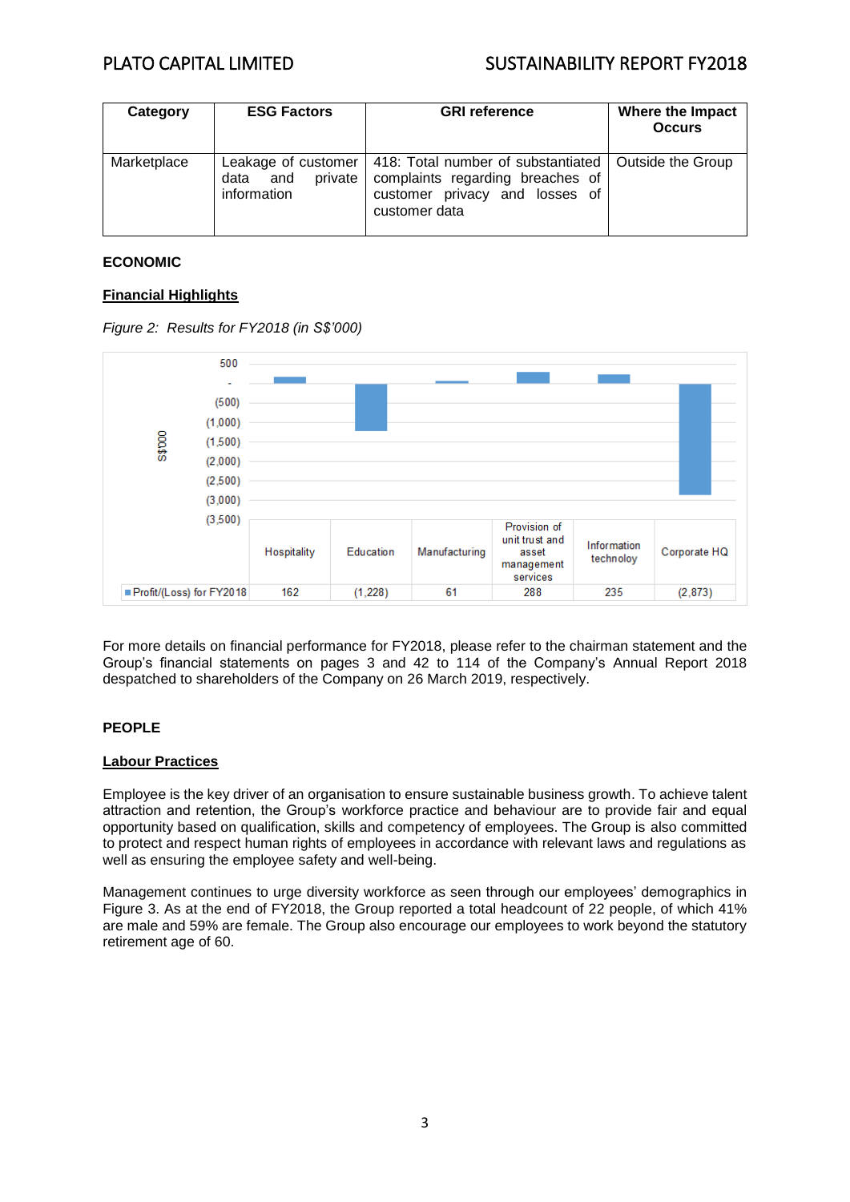| Category | ESG Factors | GRI reference | Where the Impact Occurs |
|---|---|---|---|
| Marketplace | Leakage of customer data and private information | 418: Total number of substantiated complaints regarding breaches of customer privacy and losses of customer data | Outside the Group |

## ECONOMIC

### Financial Highlights

*Figure 2: Results for FY2018 (in S$'000)*

| | Hospitality | Education | Manufacturing | Provision of unit trust and asset management services | Information technoloy | Corporate HQ |
|---|---|---|---|---|---|---|
| Profit/(Loss) for FY2018 | 162 | (1,228) | 61 | 288 | 235 | (2,873) |

For more details on financial performance for FY2018, please refer to the chairman statement and the Group's financial statements on pages 3 and 42 to 114 of the Company's Annual Report 2018 despatched to shareholders of the Company on 26 March 2019, respectively.

## PEOPLE

### Labour Practices

Employee is the key driver of an organisation to ensure sustainable business growth. To achieve talent attraction and retention, the Group's workforce practice and behaviour are to provide fair and equal opportunity based on qualification, skills and competency of employees. The Group is also committed to protect and respect human rights of employees in accordance with relevant laws and regulations as well as ensuring the employee safety and well-being.

Management continues to urge diversity workforce as seen through our employees' demographics in Figure 3. As at the end of FY2018, the Group reported a total headcount of 22 people, of which 41% are male and 59% are female. The Group also encourage our employees to work beyond the statutory retirement age of 60.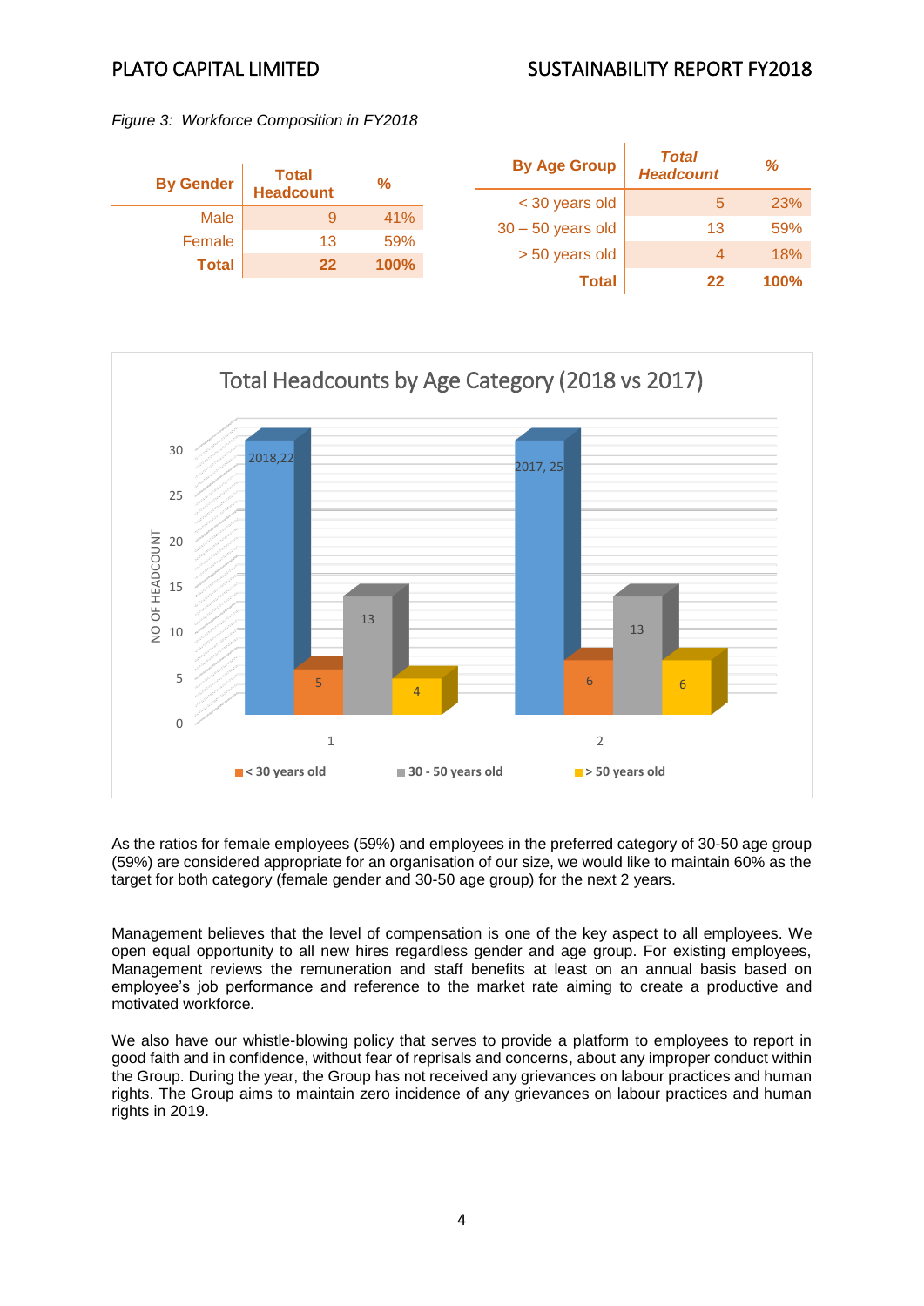*Figure 3: Workforce Composition in FY2018*

| By Gender | Total Headcount | % |
|---|---|---|
| Male | 9 | 41% |
| Female | 13 | 59% |
| **Total** | **22** | **100%** |

| By Age Group | *Total Headcount* | *%* |
|---|---|---|
| < 30 years old | 5 | 23% |
| 30 – 50 years old | 13 | 59% |
| > 50 years old | 4 | 18% |
| **Total** | **22** | **100%** |

Total Headcounts by Age Category (2018 vs 2017)

| | Total | < 30 years old | 30 - 50 years old | > 50 years old |
|---|---|---|---|---|
| 1 | 2018, 22 | 5 | 13 | 4 |
| 2 | 2017, 25 | 6 | 13 | 6 |

As the ratios for female employees (59%) and employees in the preferred category of 30-50 age group (59%) are considered appropriate for an organisation of our size, we would like to maintain 60% as the target for both category (female gender and 30-50 age group) for the next 2 years.

Management believes that the level of compensation is one of the key aspect to all employees. We open equal opportunity to all new hires regardless gender and age group. For existing employees, Management reviews the remuneration and staff benefits at least on an annual basis based on employee's job performance and reference to the market rate aiming to create a productive and motivated workforce.

We also have our whistle-blowing policy that serves to provide a platform to employees to report in good faith and in confidence, without fear of reprisals and concerns, about any improper conduct within the Group. During the year, the Group has not received any grievances on labour practices and human rights. The Group aims to maintain zero incidence of any grievances on labour practices and human rights in 2019.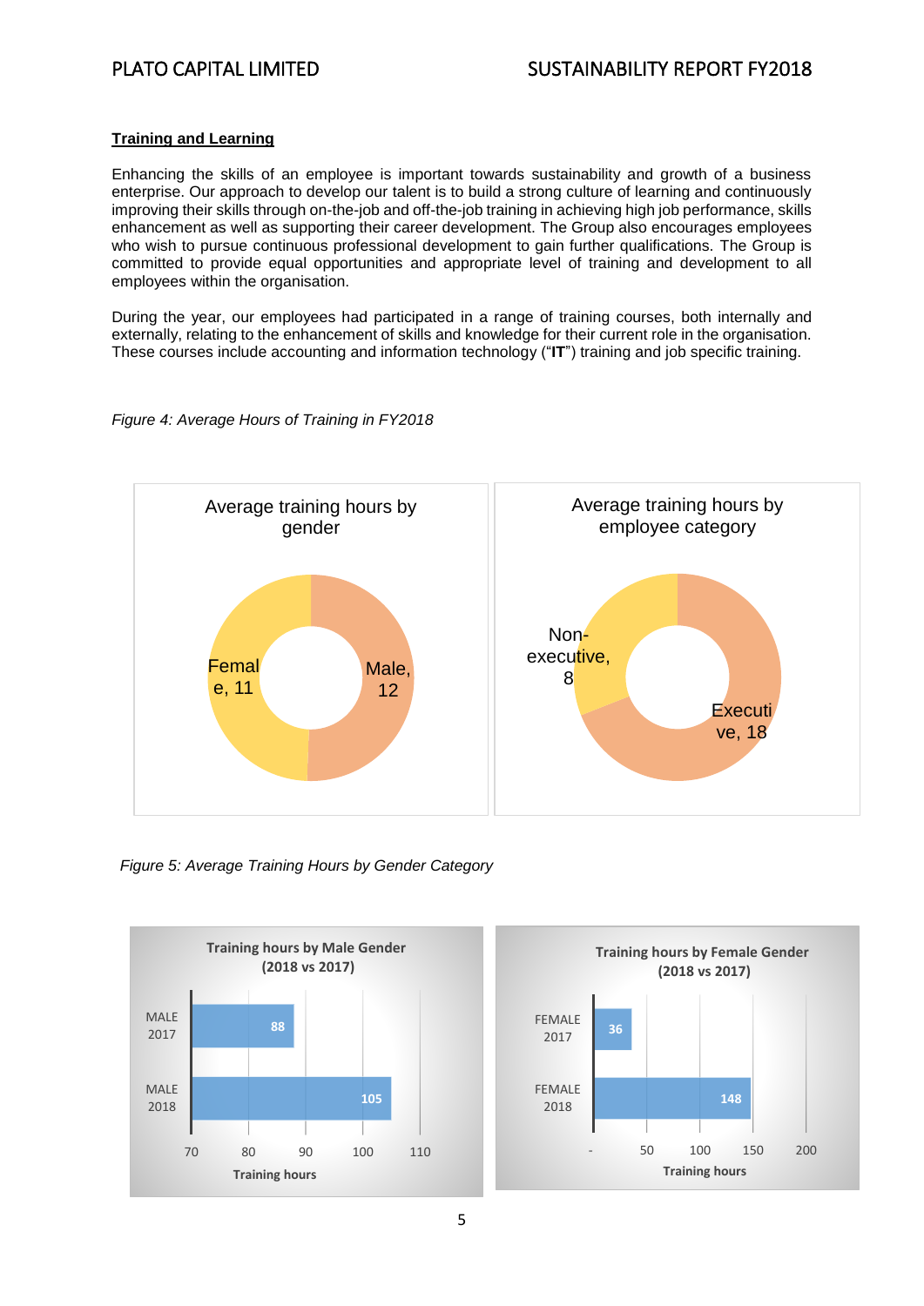## Training and Learning

Enhancing the skills of an employee is important towards sustainability and growth of a business enterprise. Our approach to develop our talent is to build a strong culture of learning and continuously improving their skills through on-the-job and off-the-job training in achieving high job performance, skills enhancement as well as supporting their career development. The Group also encourages employees who wish to pursue continuous professional development to gain further qualifications. The Group is committed to provide equal opportunities and appropriate level of training and development to all employees within the organisation.

During the year, our employees had participated in a range of training courses, both internally and externally, relating to the enhancement of skills and knowledge for their current role in the organisation. These courses include accounting and information technology ("**IT**") training and job specific training.

*Figure 4: Average Hours of Training in FY2018*

**Average training hours by gender**

- Female, 11
- Male, 12

**Average training hours by employee category**

- Non-executive, 8
- Executive, 18

*Figure 5: Average Training Hours by Gender Category*

**Training hours by Male Gender (2018 vs 2017)**

| Category | Training hours |
|---|---|
| MALE 2017 | 88 |
| MALE 2018 | 105 |

**Training hours by Female Gender (2018 vs 2017)**

| Category | Training hours |
|---|---|
| FEMALE 2017 | 36 |
| FEMALE 2018 | 148 |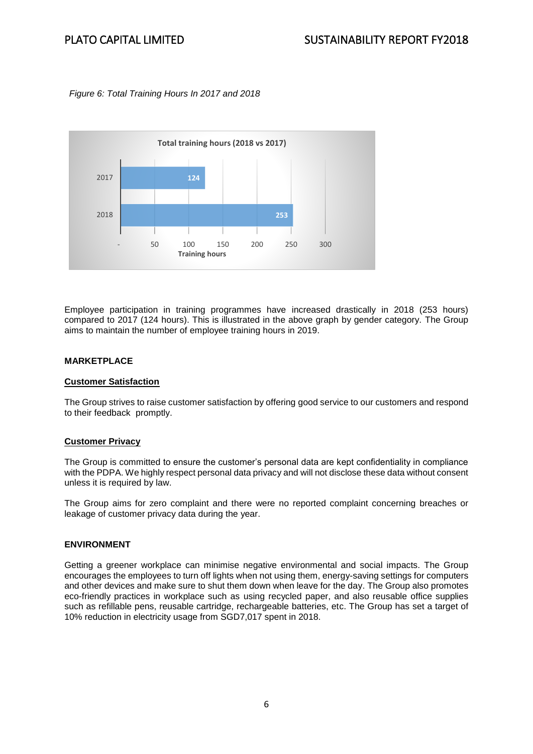*Figure 6: Total Training Hours In 2017 and 2018*

| Year | Total training hours |
|---|---|
| 2017 | 124 |
| 2018 | 253 |

Employee participation in training programmes have increased drastically in 2018 (253 hours) compared to 2017 (124 hours). This is illustrated in the above graph by gender category. The Group aims to maintain the number of employee training hours in 2019.

## MARKETPLACE

### Customer Satisfaction

The Group strives to raise customer satisfaction by offering good service to our customers and respond to their feedback promptly.

### Customer Privacy

The Group is committed to ensure the customer's personal data are kept confidentiality in compliance with the PDPA. We highly respect personal data privacy and will not disclose these data without consent unless it is required by law.

The Group aims for zero complaint and there were no reported complaint concerning breaches or leakage of customer privacy data during the year.

## ENVIRONMENT

Getting a greener workplace can minimise negative environmental and social impacts. The Group encourages the employees to turn off lights when not using them, energy-saving settings for computers and other devices and make sure to shut them down when leave for the day. The Group also promotes eco-friendly practices in workplace such as using recycled paper, and also reusable office supplies such as refillable pens, reusable cartridge, rechargeable batteries, etc. The Group has set a target of 10% reduction in electricity usage from SGD7,017 spent in 2018.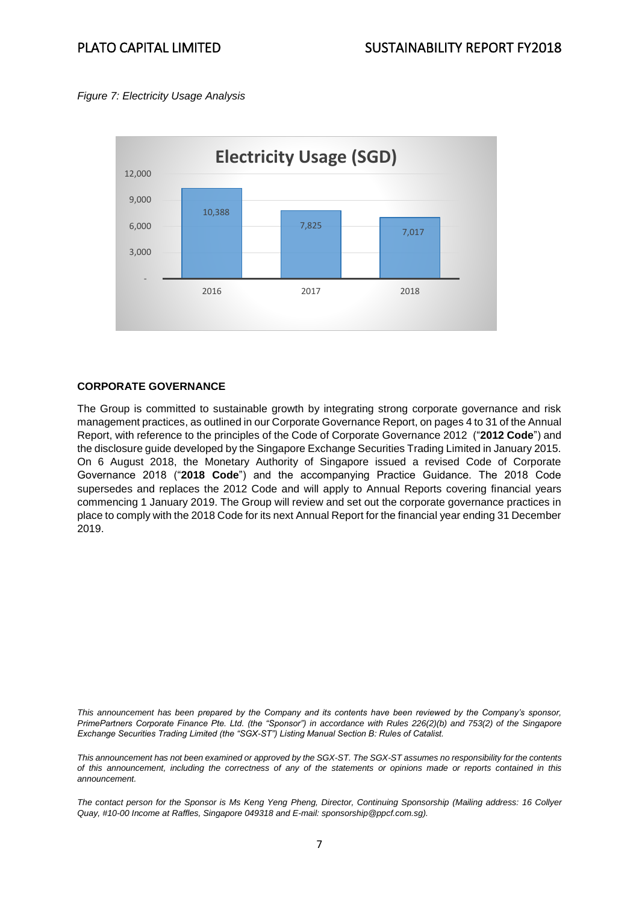*Figure 7: Electricity Usage Analysis*

Electricity Usage (SGD)

12,000
9,000
6,000
3,000
-

10,388
7,825
7,017

2016
2017
2018

**CORPORATE GOVERNANCE**

The Group is committed to sustainable growth by integrating strong corporate governance and risk management practices, as outlined in our Corporate Governance Report, on pages 4 to 31 of the Annual Report, with reference to the principles of the Code of Corporate Governance 2012 ("**2012 Code**") and the disclosure guide developed by the Singapore Exchange Securities Trading Limited in January 2015. On 6 August 2018, the Monetary Authority of Singapore issued a revised Code of Corporate Governance 2018 ("**2018 Code**") and the accompanying Practice Guidance. The 2018 Code supersedes and replaces the 2012 Code and will apply to Annual Reports covering financial years commencing 1 January 2019. The Group will review and set out the corporate governance practices in place to comply with the 2018 Code for its next Annual Report for the financial year ending 31 December 2019.

*This announcement has been prepared by the Company and its contents have been reviewed by the Company's sponsor, PrimePartners Corporate Finance Pte. Ltd. (the "Sponsor") in accordance with Rules 226(2)(b) and 753(2) of the Singapore Exchange Securities Trading Limited (the "SGX-ST") Listing Manual Section B: Rules of Catalist.*

*This announcement has not been examined or approved by the SGX-ST. The SGX-ST assumes no responsibility for the contents of this announcement, including the correctness of any of the statements or opinions made or reports contained in this announcement.*

*The contact person for the Sponsor is Ms Keng Yeng Pheng, Director, Continuing Sponsorship (Mailing address: 16 Collyer Quay, #10-00 Income at Raffles, Singapore 049318 and E-mail: sponsorship@ppcf.com.sg).*